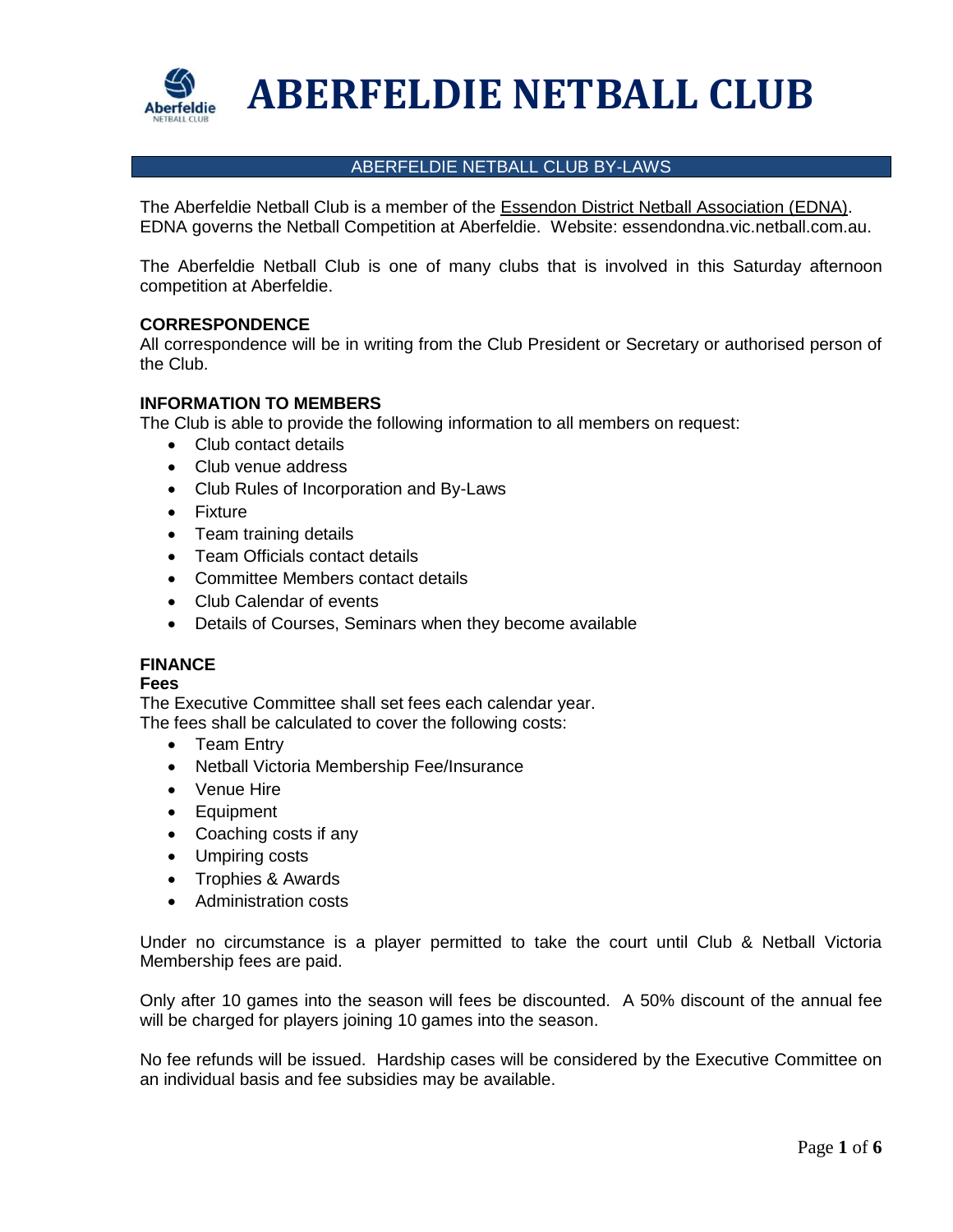# ABERFELDIE NETBALL CLUB

## ABERFELDIE NETBALL CLUB BY-LAWS

The Aberfeldie Netball Club is a member of the Essendon District Netball Association (EDNA). EDNA governs the Netball Competition at Aberfeldie. Website: essendondna.vic.netball.com.au.

The Aberfeldie Netball Club is one of many clubs that is involved in this Saturday afternoon competition at Aberfeldie.

### CORRESPONDENCE

All correspondence will be in writing from the Club President or Secretary or authorised person of the Club.

### INFORMATION TO MEMBERS

The Club is able to provide the following information to all members on request:

- Club contact details
- Club venue address
- Club Rules of Incorporation and By-Laws
- Fixture
- Team training details
- Team Officials contact details
- Committee Members contact details
- Club Calendar of events
- Details of Courses, Seminars when they become available

### FINANCE

**Fees**

The Executive Committee shall set fees each calendar year.
The fees shall be calculated to cover the following costs:

- Team Entry
- Netball Victoria Membership Fee/Insurance
- Venue Hire
- Equipment
- Coaching costs if any
- Umpiring costs
- Trophies & Awards
- Administration costs

Under no circumstance is a player permitted to take the court until Club & Netball Victoria Membership fees are paid.

Only after 10 games into the season will fees be discounted. A 50% discount of the annual fee will be charged for players joining 10 games into the season.

No fee refunds will be issued. Hardship cases will be considered by the Executive Committee on an individual basis and fee subsidies may be available.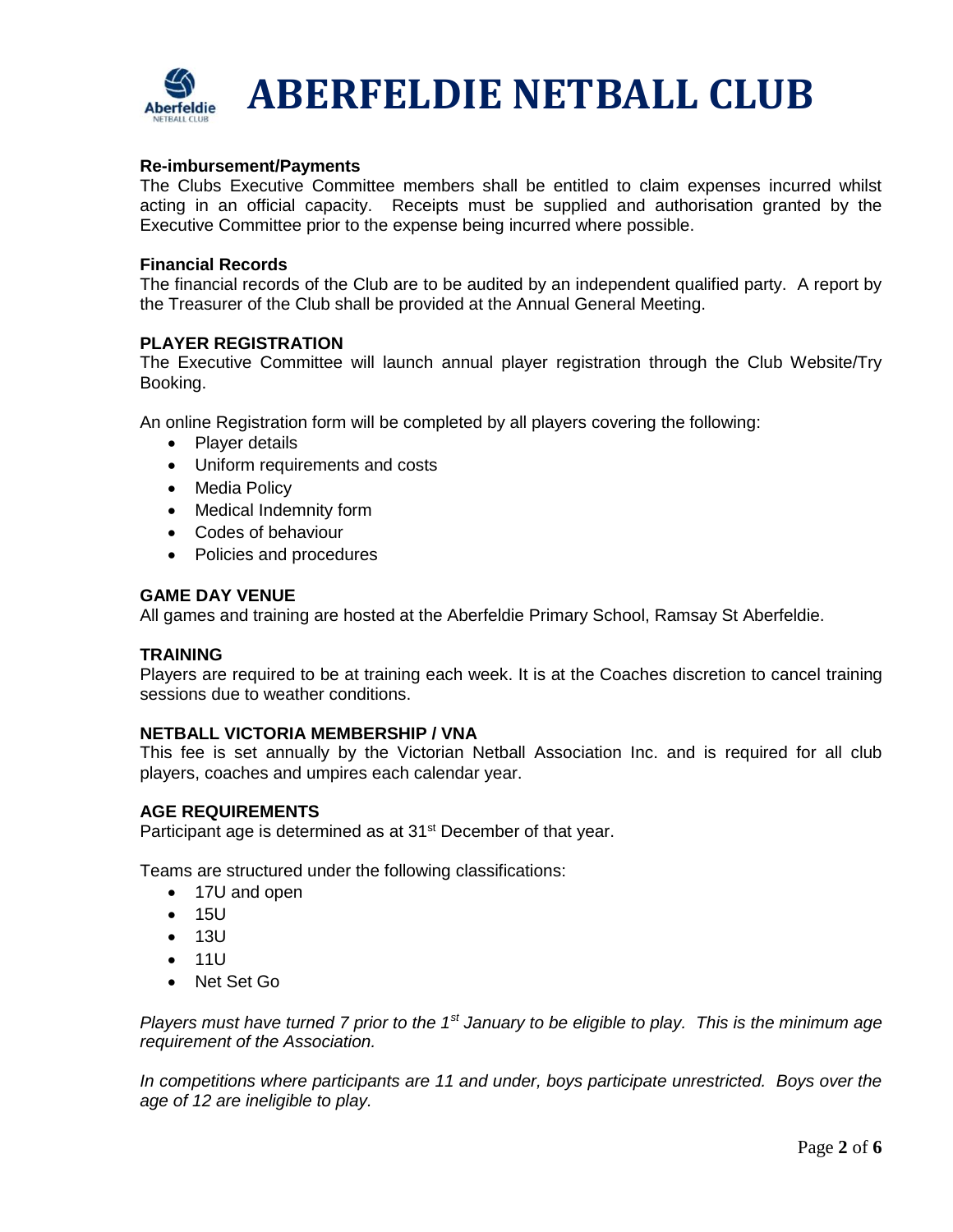# ABERFELDIE NETBALL CLUB

**Re-imbursement/Payments**

The Clubs Executive Committee members shall be entitled to claim expenses incurred whilst acting in an official capacity. Receipts must be supplied and authorisation granted by the Executive Committee prior to the expense being incurred where possible.

**Financial Records**

The financial records of the Club are to be audited by an independent qualified party. A report by the Treasurer of the Club shall be provided at the Annual General Meeting.

**PLAYER REGISTRATION**

The Executive Committee will launch annual player registration through the Club Website/Try Booking.

An online Registration form will be completed by all players covering the following:

- Player details
- Uniform requirements and costs
- Media Policy
- Medical Indemnity form
- Codes of behaviour
- Policies and procedures

**GAME DAY VENUE**

All games and training are hosted at the Aberfeldie Primary School, Ramsay St Aberfeldie.

**TRAINING**

Players are required to be at training each week. It is at the Coaches discretion to cancel training sessions due to weather conditions.

**NETBALL VICTORIA MEMBERSHIP / VNA**

This fee is set annually by the Victorian Netball Association Inc. and is required for all club players, coaches and umpires each calendar year.

**AGE REQUIREMENTS**

Participant age is determined as at 31st December of that year.

Teams are structured under the following classifications:

- 17U and open
- 15U
- 13U
- 11U
- Net Set Go

*Players must have turned 7 prior to the 1st January to be eligible to play. This is the minimum age requirement of the Association.*

*In competitions where participants are 11 and under, boys participate unrestricted. Boys over the age of 12 are ineligible to play.*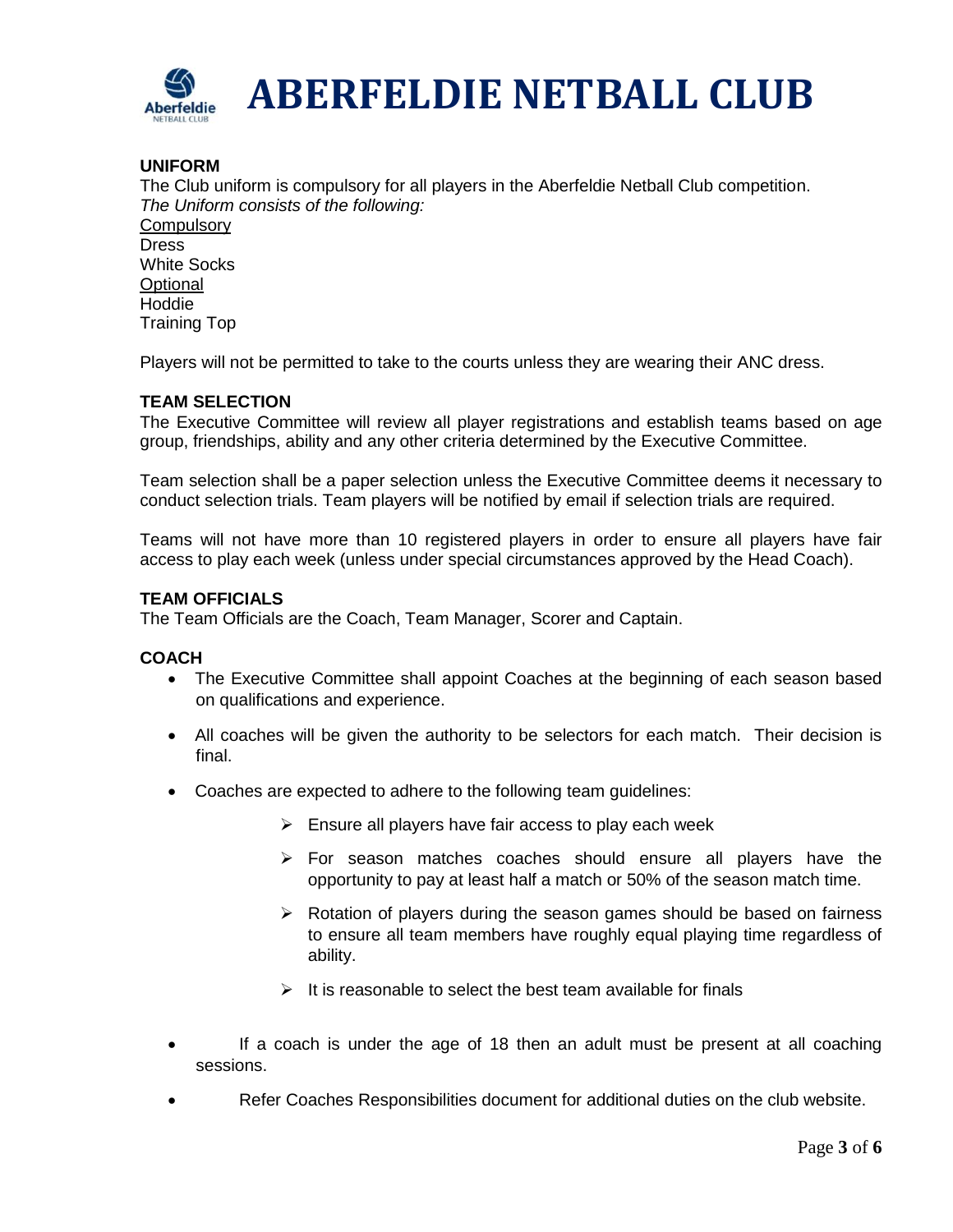# ABERFELDIE NETBALL CLUB

**UNIFORM**

The Club uniform is compulsory for all players in the Aberfeldie Netball Club competition.
*The Uniform consists of the following:*

<u>Compulsory</u>
Dress
White Socks
<u>Optional</u>
Hoddie
Training Top

Players will not be permitted to take to the courts unless they are wearing their ANC dress.

**TEAM SELECTION**

The Executive Committee will review all player registrations and establish teams based on age group, friendships, ability and any other criteria determined by the Executive Committee.

Team selection shall be a paper selection unless the Executive Committee deems it necessary to conduct selection trials. Team players will be notified by email if selection trials are required.

Teams will not have more than 10 registered players in order to ensure all players have fair access to play each week (unless under special circumstances approved by the Head Coach).

**TEAM OFFICIALS**

The Team Officials are the Coach, Team Manager, Scorer and Captain.

**COACH**

- The Executive Committee shall appoint Coaches at the beginning of each season based on qualifications and experience.
- All coaches will be given the authority to be selectors for each match. Their decision is final.
- Coaches are expected to adhere to the following team guidelines:
  - Ensure all players have fair access to play each week
  - For season matches coaches should ensure all players have the opportunity to pay at least half a match or 50% of the season match time.
  - Rotation of players during the season games should be based on fairness to ensure all team members have roughly equal playing time regardless of ability.
  - It is reasonable to select the best team available for finals
- If a coach is under the age of 18 then an adult must be present at all coaching sessions.
- Refer Coaches Responsibilities document for additional duties on the club website.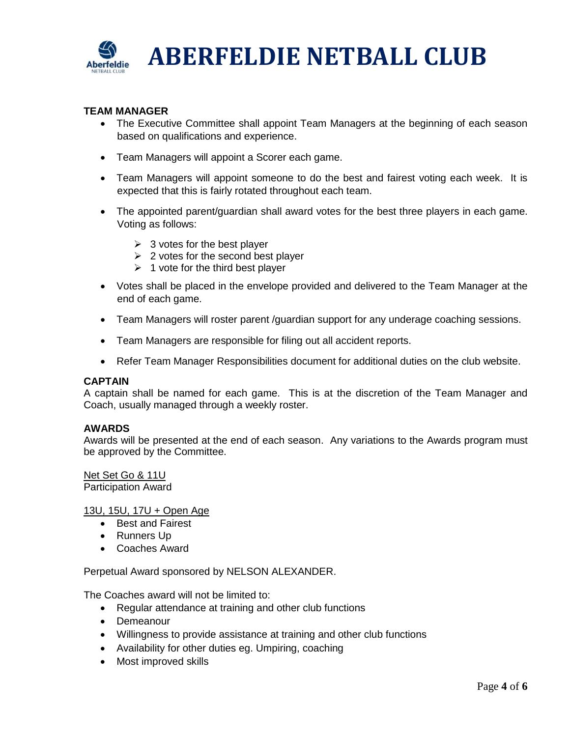## TEAM MANAGER

- The Executive Committee shall appoint Team Managers at the beginning of each season based on qualifications and experience.
- Team Managers will appoint a Scorer each game.
- Team Managers will appoint someone to do the best and fairest voting each week. It is expected that this is fairly rotated throughout each team.
- The appointed parent/guardian shall award votes for the best three players in each game. Voting as follows:
  - 3 votes for the best player
  - 2 votes for the second best player
  - 1 vote for the third best player
- Votes shall be placed in the envelope provided and delivered to the Team Manager at the end of each game.
- Team Managers will roster parent /guardian support for any underage coaching sessions.
- Team Managers are responsible for filing out all accident reports.
- Refer Team Manager Responsibilities document for additional duties on the club website.

## CAPTAIN

A captain shall be named for each game. This is at the discretion of the Team Manager and Coach, usually managed through a weekly roster.

## AWARDS

Awards will be presented at the end of each season. Any variations to the Awards program must be approved by the Committee.

<u>Net Set Go & 11U</u>
Participation Award

<u>13U, 15U, 17U + Open Age</u>

- Best and Fairest
- Runners Up
- Coaches Award

Perpetual Award sponsored by NELSON ALEXANDER.

The Coaches award will not be limited to:

- Regular attendance at training and other club functions
- Demeanour
- Willingness to provide assistance at training and other club functions
- Availability for other duties eg. Umpiring, coaching
- Most improved skills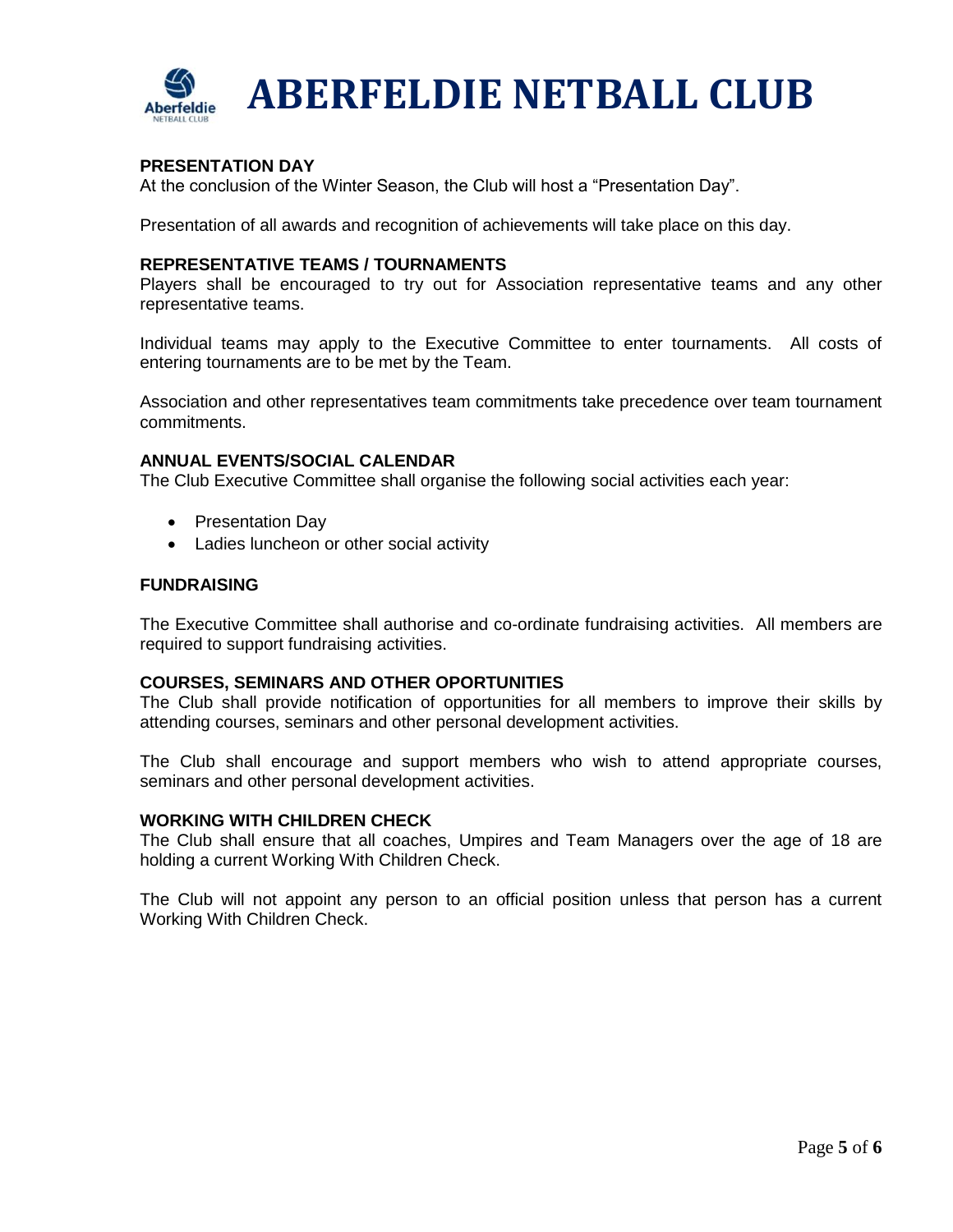## PRESENTATION DAY

At the conclusion of the Winter Season, the Club will host a "Presentation Day".

Presentation of all awards and recognition of achievements will take place on this day.

## REPRESENTATIVE TEAMS / TOURNAMENTS

Players shall be encouraged to try out for Association representative teams and any other representative teams.

Individual teams may apply to the Executive Committee to enter tournaments. All costs of entering tournaments are to be met by the Team.

Association and other representatives team commitments take precedence over team tournament commitments.

## ANNUAL EVENTS/SOCIAL CALENDAR

The Club Executive Committee shall organise the following social activities each year:

- Presentation Day
- Ladies luncheon or other social activity

## FUNDRAISING

The Executive Committee shall authorise and co-ordinate fundraising activities. All members are required to support fundraising activities.

## COURSES, SEMINARS AND OTHER OPORTUNITIES

The Club shall provide notification of opportunities for all members to improve their skills by attending courses, seminars and other personal development activities.

The Club shall encourage and support members who wish to attend appropriate courses, seminars and other personal development activities.

## WORKING WITH CHILDREN CHECK

The Club shall ensure that all coaches, Umpires and Team Managers over the age of 18 are holding a current Working With Children Check.

The Club will not appoint any person to an official position unless that person has a current Working With Children Check.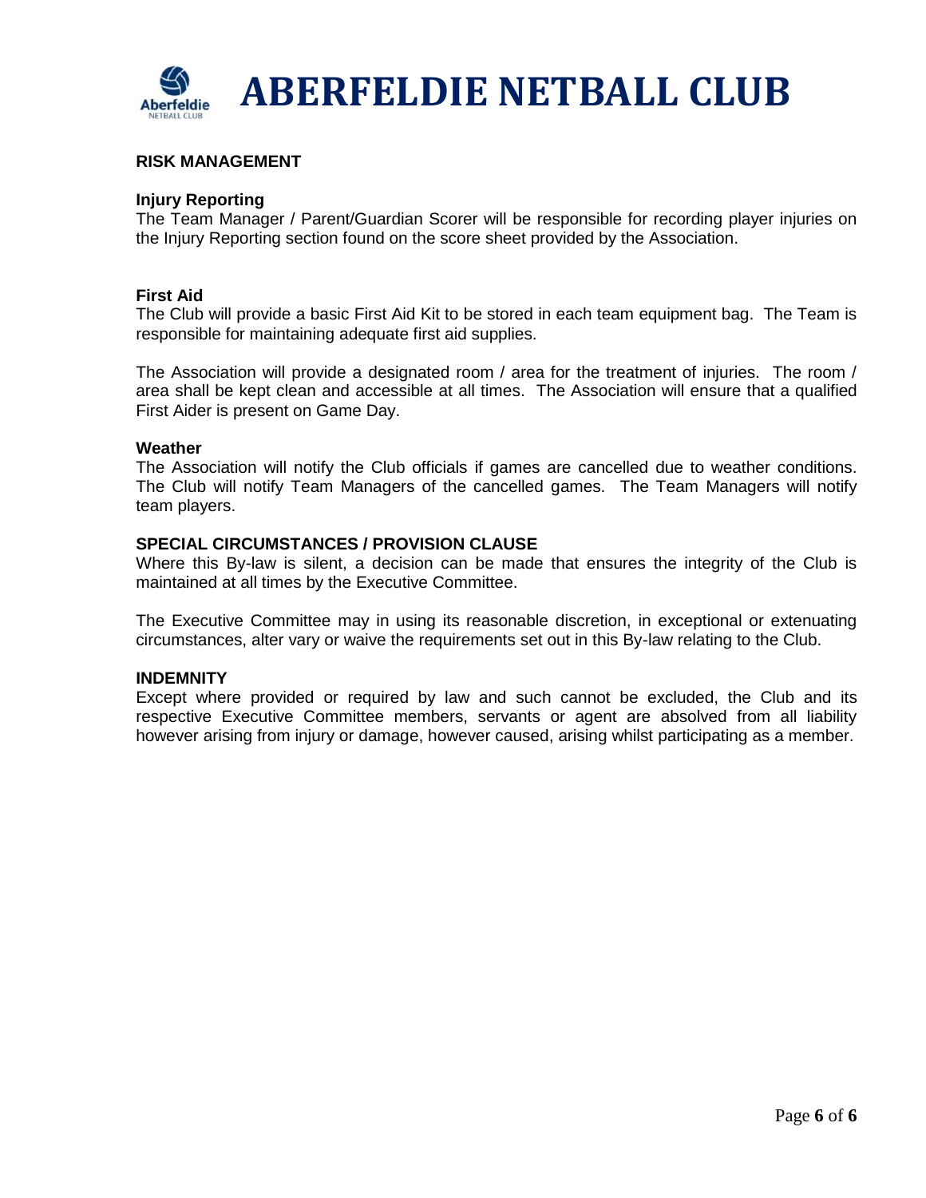## RISK MANAGEMENT

### Injury Reporting

The Team Manager / Parent/Guardian Scorer will be responsible for recording player injuries on the Injury Reporting section found on the score sheet provided by the Association.

### First Aid

The Club will provide a basic First Aid Kit to be stored in each team equipment bag. The Team is responsible for maintaining adequate first aid supplies.

The Association will provide a designated room / area for the treatment of injuries. The room / area shall be kept clean and accessible at all times. The Association will ensure that a qualified First Aider is present on Game Day.

### Weather

The Association will notify the Club officials if games are cancelled due to weather conditions. The Club will notify Team Managers of the cancelled games. The Team Managers will notify team players.

## SPECIAL CIRCUMSTANCES / PROVISION CLAUSE

Where this By-law is silent, a decision can be made that ensures the integrity of the Club is maintained at all times by the Executive Committee.

The Executive Committee may in using its reasonable discretion, in exceptional or extenuating circumstances, alter vary or waive the requirements set out in this By-law relating to the Club.

## INDEMNITY

Except where provided or required by law and such cannot be excluded, the Club and its respective Executive Committee members, servants or agent are absolved from all liability however arising from injury or damage, however caused, arising whilst participating as a member.